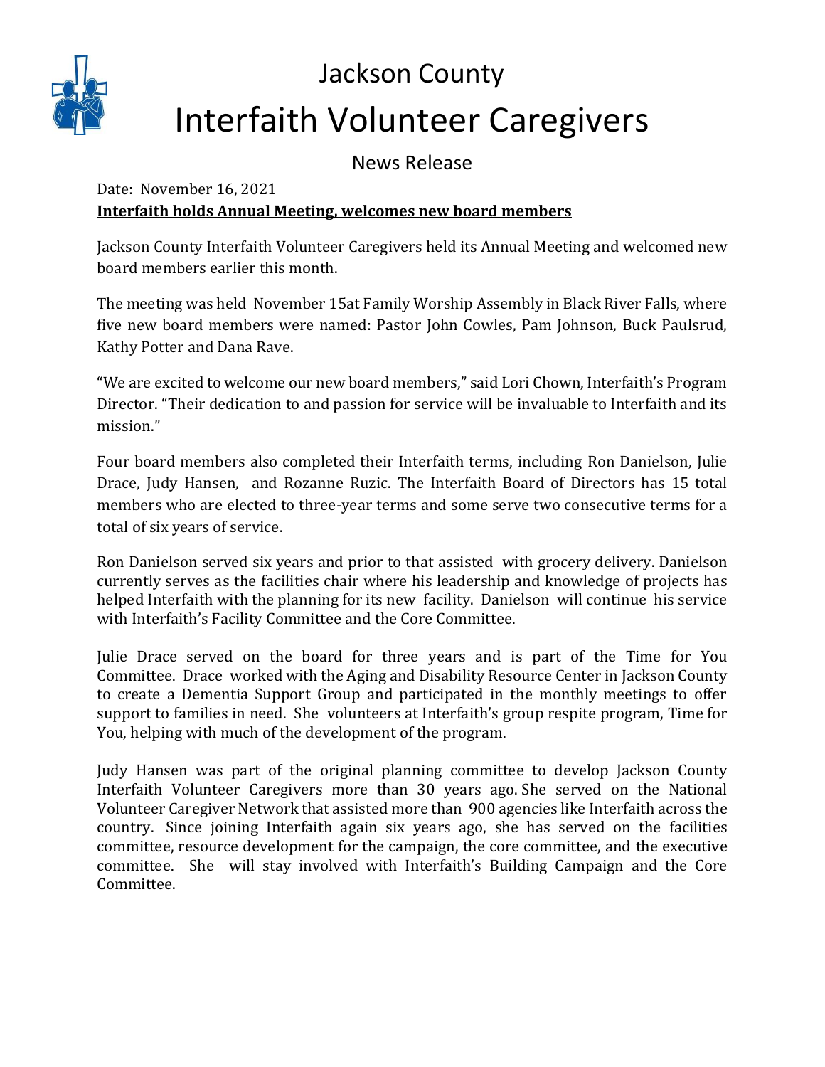# Jackson County

# Interfaith Volunteer Caregivers

## News Release

Date: November 16, 2021

**Interfaith holds Annual Meeting, welcomes new board members**

Jackson County Interfaith Volunteer Caregivers held its Annual Meeting and welcomed new board members earlier this month.

The meeting was held November 15at Family Worship Assembly in Black River Falls, where five new board members were named: Pastor John Cowles, Pam Johnson, Buck Paulsrud, Kathy Potter and Dana Rave.

"We are excited to welcome our new board members," said Lori Chown, Interfaith's Program Director. "Their dedication to and passion for service will be invaluable to Interfaith and its mission."

Four board members also completed their Interfaith terms, including Ron Danielson, Julie Drace, Judy Hansen, and Rozanne Ruzic. The Interfaith Board of Directors has 15 total members who are elected to three-year terms and some serve two consecutive terms for a total of six years of service.

Ron Danielson served six years and prior to that assisted with grocery delivery. Danielson currently serves as the facilities chair where his leadership and knowledge of projects has helped Interfaith with the planning for its new facility. Danielson will continue his service with Interfaith's Facility Committee and the Core Committee.

Julie Drace served on the board for three years and is part of the Time for You Committee. Drace worked with the Aging and Disability Resource Center in Jackson County to create a Dementia Support Group and participated in the monthly meetings to offer support to families in need. She volunteers at Interfaith's group respite program, Time for You, helping with much of the development of the program.

Judy Hansen was part of the original planning committee to develop Jackson County Interfaith Volunteer Caregivers more than 30 years ago. She served on the National Volunteer Caregiver Network that assisted more than 900 agencies like Interfaith across the country. Since joining Interfaith again six years ago, she has served on the facilities committee, resource development for the campaign, the core committee, and the executive committee. She will stay involved with Interfaith's Building Campaign and the Core Committee.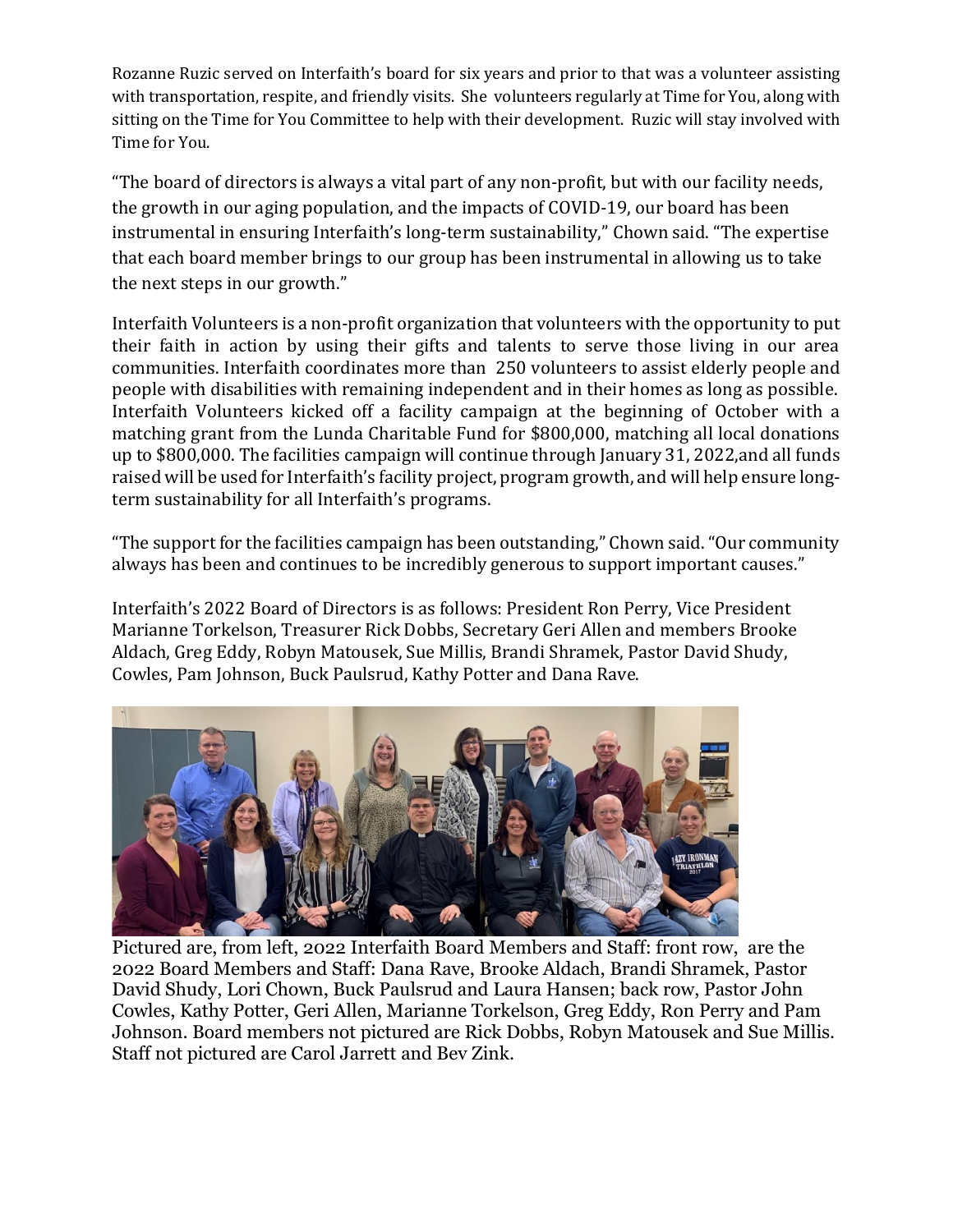Rozanne Ruzic served on Interfaith's board for six years and prior to that was a volunteer assisting with transportation, respite, and friendly visits. She volunteers regularly at Time for You, along with sitting on the Time for You Committee to help with their development. Ruzic will stay involved with Time for You.

"The board of directors is always a vital part of any non-profit, but with our facility needs, the growth in our aging population, and the impacts of COVID-19, our board has been instrumental in ensuring Interfaith's long-term sustainability," Chown said. "The expertise that each board member brings to our group has been instrumental in allowing us to take the next steps in our growth."

Interfaith Volunteers is a non-profit organization that volunteers with the opportunity to put their faith in action by using their gifts and talents to serve those living in our area communities. Interfaith coordinates more than 250 volunteers to assist elderly people and people with disabilities with remaining independent and in their homes as long as possible. Interfaith Volunteers kicked off a facility campaign at the beginning of October with a matching grant from the Lunda Charitable Fund for $800,000, matching all local donations up to $800,000. The facilities campaign will continue through January 31, 2022,and all funds raised will be used for Interfaith's facility project, program growth, and will help ensure long-term sustainability for all Interfaith's programs.

"The support for the facilities campaign has been outstanding," Chown said. "Our community always has been and continues to be incredibly generous to support important causes."

Interfaith's 2022 Board of Directors is as follows: President Ron Perry, Vice President Marianne Torkelson, Treasurer Rick Dobbs, Secretary Geri Allen and members Brooke Aldach, Greg Eddy, Robyn Matousek, Sue Millis, Brandi Shramek, Pastor David Shudy, Cowles, Pam Johnson, Buck Paulsrud, Kathy Potter and Dana Rave.

Pictured are, from left, 2022 Interfaith Board Members and Staff: front row, are the 2022 Board Members and Staff: Dana Rave, Brooke Aldach, Brandi Shramek, Pastor David Shudy, Lori Chown, Buck Paulsrud and Laura Hansen; back row, Pastor John Cowles, Kathy Potter, Geri Allen, Marianne Torkelson, Greg Eddy, Ron Perry and Pam Johnson. Board members not pictured are Rick Dobbs, Robyn Matousek and Sue Millis. Staff not pictured are Carol Jarrett and Bev Zink.